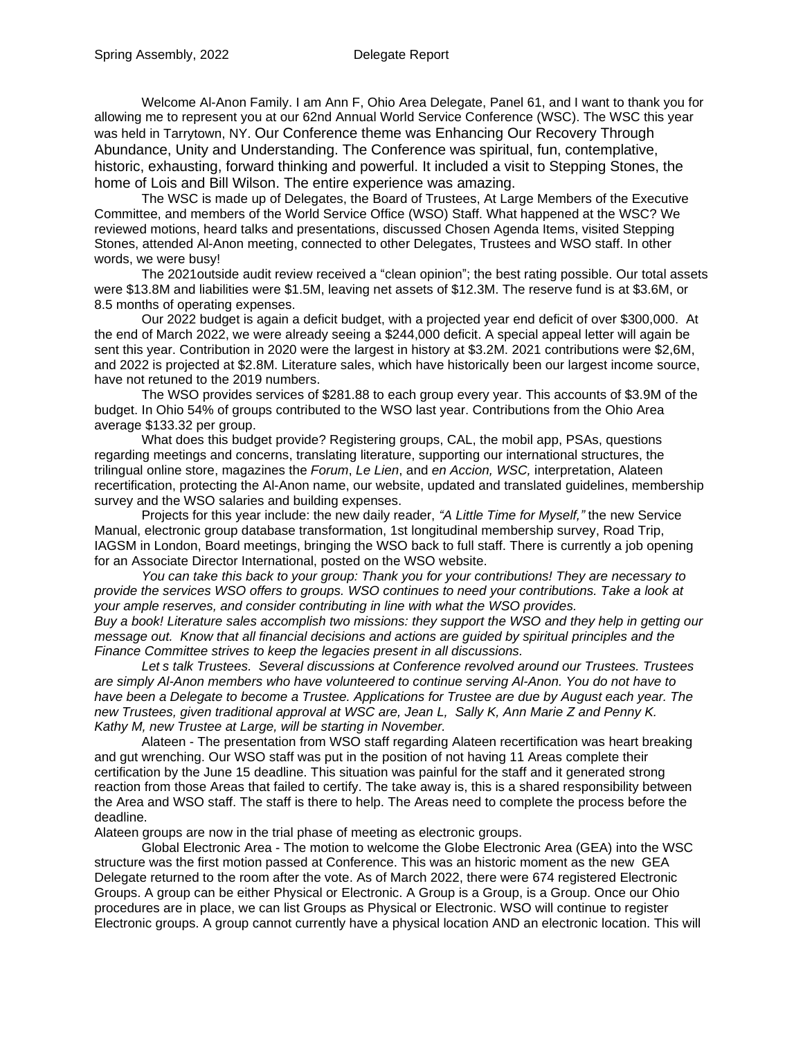Welcome Al-Anon Family. I am Ann F, Ohio Area Delegate, Panel 61, and I want to thank you for allowing me to represent you at our 62nd Annual World Service Conference (WSC). The WSC this year was held in Tarrytown, NY. Our Conference theme was Enhancing Our Recovery Through Abundance, Unity and Understanding. The Conference was spiritual, fun, contemplative, historic, exhausting, forward thinking and powerful. It included a visit to Stepping Stones, the home of Lois and Bill Wilson. The entire experience was amazing.

The WSC is made up of Delegates, the Board of Trustees, At Large Members of the Executive Committee, and members of the World Service Office (WSO) Staff. What happened at the WSC? We reviewed motions, heard talks and presentations, discussed Chosen Agenda Items, visited Stepping Stones, attended Al-Anon meeting, connected to other Delegates, Trustees and WSO staff. In other words, we were busy!

The 2021outside audit review received a "clean opinion"; the best rating possible. Our total assets were $13.8M and liabilities were $1.5M, leaving net assets of $12.3M. The reserve fund is at $3.6M, or 8.5 months of operating expenses.

Our 2022 budget is again a deficit budget, with a projected year end deficit of over $300,000. At the end of March 2022, we were already seeing a $244,000 deficit. A special appeal letter will again be sent this year. Contribution in 2020 were the largest in history at $3.2M. 2021 contributions were $2,6M, and 2022 is projected at $2.8M. Literature sales, which have historically been our largest income source, have not retuned to the 2019 numbers.

The WSO provides services of $281.88 to each group every year. This accounts of $3.9M of the budget. In Ohio 54% of groups contributed to the WSO last year. Contributions from the Ohio Area average $133.32 per group.

What does this budget provide? Registering groups, CAL, the mobil app, PSAs, questions regarding meetings and concerns, translating literature, supporting our international structures, the trilingual online store, magazines the *Forum*, *Le Lien*, and *en Accion, WSC,* interpretation, Alateen recertification, protecting the Al-Anon name, our website, updated and translated guidelines, membership survey and the WSO salaries and building expenses.

Projects for this year include: the new daily reader, *"A Little Time for Myself,"* the new Service Manual, electronic group database transformation, 1st longitudinal membership survey, Road Trip, IAGSM in London, Board meetings, bringing the WSO back to full staff. There is currently a job opening for an Associate Director International, posted on the WSO website.

*You can take this back to your group: Thank you for your contributions! They are necessary to provide the services WSO offers to groups. WSO continues to need your contributions. Take a look at your ample reserves, and consider contributing in line with what the WSO provides.*
*Buy a book! Literature sales accomplish two missions: they support the WSO and they help in getting our message out. Know that all financial decisions and actions are guided by spiritual principles and the Finance Committee strives to keep the legacies present in all discussions.*

*Let s talk Trustees. Several discussions at Conference revolved around our Trustees. Trustees are simply Al-Anon members who have volunteered to continue serving Al-Anon. You do not have to have been a Delegate to become a Trustee. Applications for Trustee are due by August each year. The new Trustees, given traditional approval at WSC are, Jean L, Sally K, Ann Marie Z and Penny K. Kathy M, new Trustee at Large, will be starting in November.*

Alateen - The presentation from WSO staff regarding Alateen recertification was heart breaking and gut wrenching. Our WSO staff was put in the position of not having 11 Areas complete their certification by the June 15 deadline. This situation was painful for the staff and it generated strong reaction from those Areas that failed to certify. The take away is, this is a shared responsibility between the Area and WSO staff. The staff is there to help. The Areas need to complete the process before the deadline.
Alateen groups are now in the trial phase of meeting as electronic groups.

Global Electronic Area - The motion to welcome the Globe Electronic Area (GEA) into the WSC structure was the first motion passed at Conference. This was an historic moment as the new GEA Delegate returned to the room after the vote. As of March 2022, there were 674 registered Electronic Groups. A group can be either Physical or Electronic. A Group is a Group, is a Group. Once our Ohio procedures are in place, we can list Groups as Physical or Electronic. WSO will continue to register Electronic groups. A group cannot currently have a physical location AND an electronic location. This will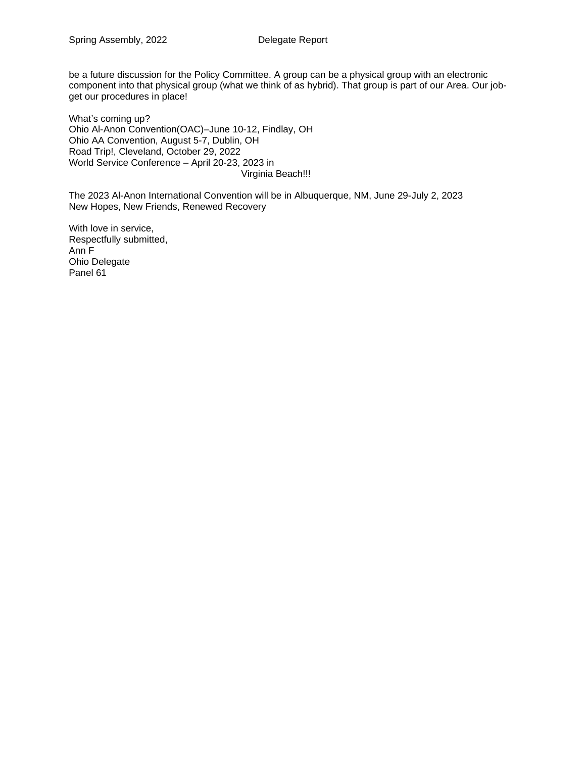be a future discussion for the Policy Committee. A group can be a physical group with an electronic component into that physical group (what we think of as hybrid). That group is part of our Area. Our job-get our procedures in place!

What's coming up?
Ohio Al-Anon Convention(OAC)–June 10-12, Findlay, OH
Ohio AA Convention, August 5-7, Dublin, OH
Road Trip!, Cleveland, October 29, 2022
World Service Conference – April 20-23, 2023 in
Virginia Beach!!!

The 2023 Al-Anon International Convention will be in Albuquerque, NM, June 29-July 2, 2023
New Hopes, New Friends, Renewed Recovery

With love in service,
Respectfully submitted,
Ann F
Ohio Delegate
Panel 61